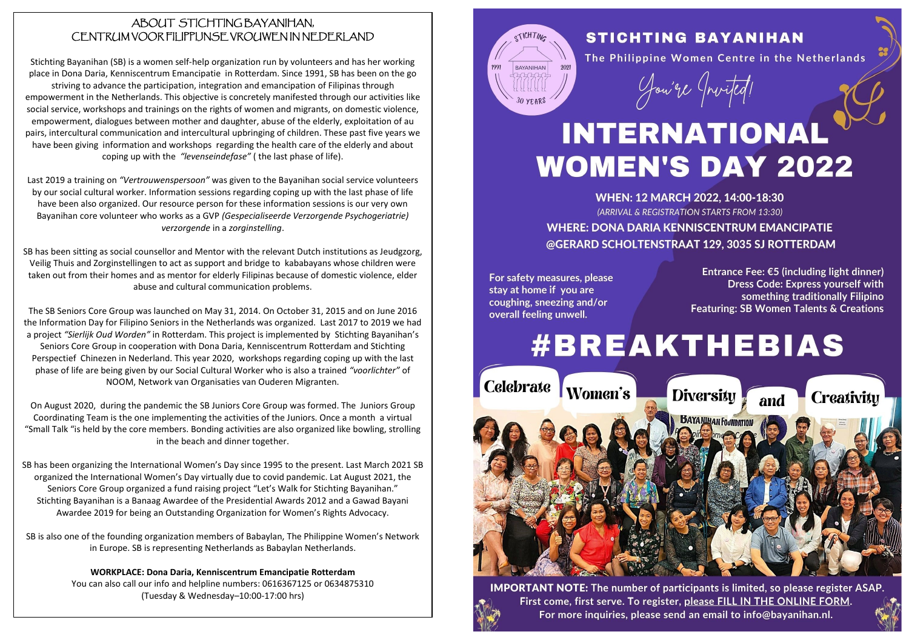# ABOUT STICHTING BAYANIHAN, CENTRUM VOOR FILIPIJNSE VROUWEN IN NEDERLAND

Stichting Bayanihan (SB) is a women self-help organization run by volunteers and has her working place in Dona Daria, Kenniscentrum Emancipatie in Rotterdam. Since 1991, SB has been on the go striving to advance the participation, integration and emancipation of Filipinas through empowerment in the Netherlands. This objective is concretely manifested through our activities like social service, workshops and trainings on the rights of women and migrants, on domestic violence, empowerment, dialogues between mother and daughter, abuse of the elderly, exploitation of au pairs, intercultural communication and intercultural upbringing of children. These past five years we have been giving information and workshops regarding the health care of the elderly and about coping up with the *"levenseindefase"* ( the last phase of life).

Last 2019 a training on *"Vertrouwenspersoon"* was given to the Bayanihan social service volunteers by our social cultural worker. Information sessions regarding coping up with the last phase of life have been also organized. Our resource person for these information sessions is our very own Bayanihan core volunteer who works as a GVP *(Gespecialiseerde Verzorgende Psychogeriatrie) verzorgende* in a *zorginstelling*.

SB has been sitting as social counsellor and Mentor with the relevant Dutch institutions as Jeudgzorg, Veilig Thuis and Zorginstellingen to act as support and bridge to kababayans whose children were taken out from their homes and as mediator for elderly Filipinas because of domestic violence, elder abuse and cultural communication problems.

The SB Seniors Core Group was launched on May 31, 2014. On October 31, 2015 and on June 2016 the Information Day for Filipino Seniors in the Netherlands was organized. Last 2017 to 2019 we had a project *"Sierlijk Oud Worden"* in Rotterdam. This project is implemented by Stichting Bayanihan's Seniors Core Group in cooperation with Dona Daria, Kenniscentrum Rotterdam and Stichting Perspectief Chinezen in Nederland. This year 2020, workshops regarding coping up with the last phase of life are being given by our Social Cultural Worker who is also a trained *"voorlichter"* of NOOM, Network van Organisaties van Ouderen Migranten.

On August 2020, during the pandemic the SB Juniors Core Group was formed. The Juniors Group Coordinating Team is the one implementing the activities of the Juniors. Once a month a virtual "Small Talk "is held by the core members. Bonding activities are also organized like bowling, strolling in the beach and dinner together.

SB has been organizing the International Women's Day since 1995 to the present. Last March 2021 SB organized the International Women's Day virtually due to covid pandemic. Lat August 2021, the Seniors Core Group organized a fund raising project "Let's Walk for Stichting Bayanihan." Stichting Bayanihan is a Banaag Awardee of the Presidential Awards 2012 and a Gawad Bayani Awardee 2019 for being an Outstanding Organization for Women's Rights Advocacy.

SB is also one of the founding organization members of Babaylan, The Philippine Women's Network in Europe. SB is representing Netherlands as Babaylan Netherlands.

**WORKPLACE: Dona Daria, Kenniscentrum Emancipatie Rotterdam**
You can also call our info and helpline numbers: 0616367125 or 0634875310
(Tuesday & Wednesday–10:00-17:00 hrs)

# STICHTING BAYANIHAN

The Philippine Women Centre in the Netherlands

*You're Invited!*

# INTERNATIONAL WOMEN'S DAY 2022

**WHEN: 12 MARCH 2022, 14:00-18:30**
*(ARRIVAL & REGISTRATION STARTS FROM 13:30)*
**WHERE: DONA DARIA KENNISCENTRUM EMANCIPATIE @GERARD SCHOLTENSTRAAT 129, 3035 SJ ROTTERDAM**

**For safety measures, please stay at home if you are coughing, sneezing and/or overall feeling unwell.**

**Entrance Fee: €5 (including light dinner)**
**Dress Code: Express yourself with something traditionally Filipino**
**Featuring: SB Women Talents & Creations**

# #BREAKTHEBIAS

Celebrate Women's Diversity and Creativity

**IMPORTANT NOTE:** **The number of participants is limited, so please register ASAP. First come, first serve. To register, please FILL IN THE ONLINE FORM. For more inquiries, please send an email to info@bayanihan.nl.**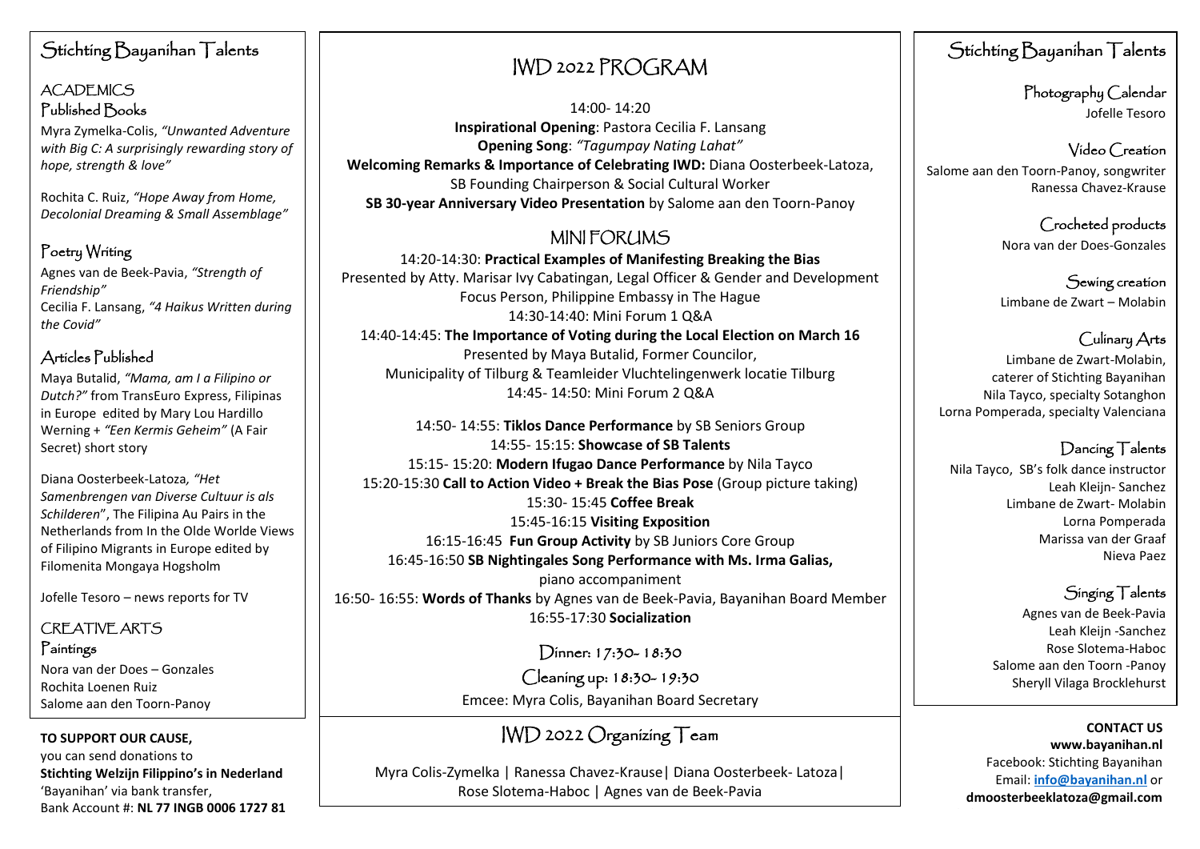## Stichting Bayanihan Talents

### ACADEMICS

#### Published Books

Myra Zymelka-Colis, *"Unwanted Adventure with Big C: A surprisingly rewarding story of hope, strength & love"*

Rochita C. Ruiz, *"Hope Away from Home, Decolonial Dreaming & Small Assemblage"*

#### Poetry Writing

Agnes van de Beek-Pavia, *"Strength of Friendship"*

Cecilia F. Lansang, *"4 Haikus Written during the Covid"*

#### Articles Published

Maya Butalid, *"Mama, am I a Filipino or Dutch?"* from TransEuro Express, Filipinas in Europe edited by Mary Lou Hardillo Werning + *"Een Kermis Geheim"* (A Fair Secret) short story

Diana Oosterbeek-Latoza, *"Het Samenbrengen van Diverse Cultuur is als Schilderen*", The Filipina Au Pairs in the Netherlands from In the Olde Worlde Views of Filipino Migrants in Europe edited by Filomenita Mongaya Hogsholm

Jofelle Tesoro – news reports for TV

### CREATIVE ARTS

#### Paintings

Nora van der Does – Gonzales
Rochita Loenen Ruiz
Salome aan den Toorn-Panoy

**TO SUPPORT OUR CAUSE,**
you can send donations to
**Stichting Welzijn Filippino's in Nederland**
'Bayanihan' via bank transfer,
Bank Account #: **NL 77 INGB 0006 1727 81**

# IWD 2022 PROGRAM

14:00- 14:20
**Inspirational Opening**: Pastora Cecilia F. Lansang
**Opening Song**: *"Tagumpay Nating Lahat"*
**Welcoming Remarks & Importance of Celebrating IWD:** Diana Oosterbeek-Latoza, SB Founding Chairperson & Social Cultural Worker
**SB 30-year Anniversary Video Presentation** by Salome aan den Toorn-Panoy

## MINI FORUMS

14:20-14:30: **Practical Examples of Manifesting Breaking the Bias**
Presented by Atty. Marisar Ivy Cabatingan, Legal Officer & Gender and Development Focus Person, Philippine Embassy in The Hague
14:30-14:40: Mini Forum 1 Q&A
14:40-14:45: **The Importance of Voting during the Local Election on March 16**
Presented by Maya Butalid, Former Councilor, Municipality of Tilburg & Teamleider Vluchtelingenwerk locatie Tilburg
14:45- 14:50: Mini Forum 2 Q&A

14:50- 14:55: **Tiklos Dance Performance** by SB Seniors Group
14:55- 15:15: **Showcase of SB Talents**
15:15- 15:20: **Modern Ifugao Dance Performance** by Nila Tayco
15:20-15:30 **Call to Action Video + Break the Bias Pose** (Group picture taking)
15:30- 15:45 **Coffee Break**
15:45-16:15 **Visiting Exposition**
16:15-16:45 **Fun Group Activity** by SB Juniors Core Group
16:45-16:50 **SB Nightingales Song Performance with Ms. Irma Galias,** piano accompaniment
16:50- 16:55: **Words of Thanks** by Agnes van de Beek-Pavia, Bayanihan Board Member
16:55-17:30 **Socialization**

Dinner: 17:30- 18:30
Cleaning up: 18:30- 19:30
Emcee: Myra Colis, Bayanihan Board Secretary

## IWD 2022 Organizing Team

Myra Colis-Zymelka | Ranessa Chavez-Krause| Diana Oosterbeek- Latoza| Rose Slotema-Haboc | Agnes van de Beek-Pavia

## Stichting Bayanihan Talents

#### Photography Calendar

Jofelle Tesoro

#### Video Creation

Salome aan den Toorn-Panoy, songwriter
Ranessa Chavez-Krause

#### Crocheted products

Nora van der Does-Gonzales

#### Sewing creation

Limbane de Zwart – Molabin

#### Culinary Arts

Limbane de Zwart-Molabin, caterer of Stichting Bayanihan
Nila Tayco, specialty Sotanghon
Lorna Pomperada, specialty Valenciana

#### Dancing Talents

Nila Tayco, SB's folk dance instructor
Leah Kleijn- Sanchez
Limbane de Zwart- Molabin
Lorna Pomperada
Marissa van der Graaf
Nieva Paez

#### Singing Talents

Agnes van de Beek-Pavia
Leah Kleijn -Sanchez
Rose Slotema-Haboc
Salome aan den Toorn -Panoy
Sheryll Vilaga Brocklehurst

**CONTACT US**
**www.bayanihan.nl**
Facebook: Stichting Bayanihan
Email: **info@bayanihan.nl** or
**dmoosterbeeklatoza@gmail.com**